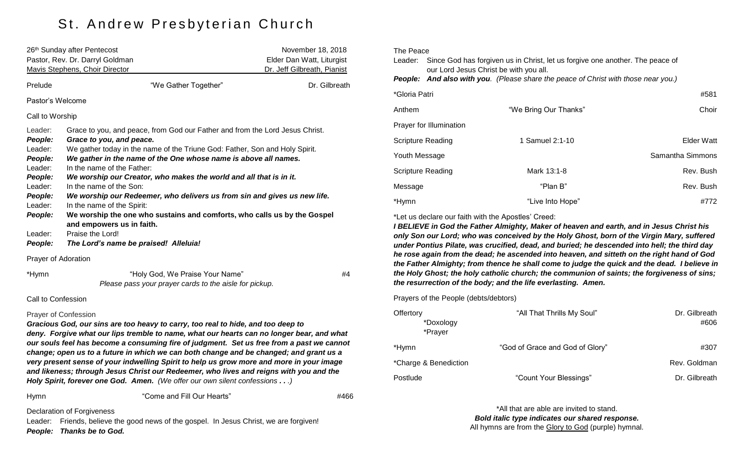# St. Andrew Presbyterian Church

26th Sunday after Pentecost — November 18, 2018

Pastor, Rev. Dr. Darryl Goldman — Elder Dan Watt, Liturgist

Mavis Stephens, Choir Director — Dr. Jeff Gilbreath, Pianist

Prelude — "We Gather Together" — Dr. Gilbreath

Pastor's Welcome

Call to Worship

Leader: Grace to you, and peace, from God our Father and from the Lord Jesus Christ.
***People: Grace to you, and peace.***
Leader: We gather today in the name of the Triune God: Father, Son and Holy Spirit.
***People: We gather in the name of the One whose name is above all names.***
Leader: In the name of the Father:
***People: We worship our Creator, who makes the world and all that is in it.***
Leader: In the name of the Son:
***People: We worship our Redeemer, who delivers us from sin and gives us new life.***
Leader: In the name of the Spirit:
***People: We worship the one who sustains and comforts, who calls us by the Gospel and empowers us in faith.***
Leader: Praise the Lord!
***People: The Lord's name be praised! Alleluia!***

Prayer of Adoration

*Hymn — "Holy God, We Praise Your Name" — #4
*Please pass your prayer cards to the aisle for pickup.*

Call to Confession

Prayer of Confession
***Gracious God, our sins are too heavy to carry, too real to hide, and too deep to deny. Forgive what our lips tremble to name, what our hearts can no longer bear, and what our souls feel has become a consuming fire of judgment. Set us free from a past we cannot change; open us to a future in which we can both change and be changed; and grant us a very present sense of your indwelling Spirit to help us grow more and more in your image and likeness; through Jesus Christ our Redeemer, who lives and reigns with you and the Holy Spirit, forever one God. Amen.*** *(We offer our own silent confessions . . .)*

Hymn — "Come and Fill Our Hearts" — #466

Declaration of Forgiveness
Leader: Friends, believe the good news of the gospel. In Jesus Christ, we are forgiven!
***People: Thanks be to God.***

The Peace
Leader: Since God has forgiven us in Christ, let us forgive one another. The peace of our Lord Jesus Christ be with you all.
***People: And also with you.*** *(Please share the peace of Christ with those near you.)*

*Gloria Patri — #581

Anthem — "We Bring Our Thanks" — Choir

Prayer for Illumination

Scripture Reading — 1 Samuel 2:1-10 — Elder Watt

Youth Message — Samantha Simmons

Scripture Reading — Mark 13:1-8 — Rev. Bush

Message — "Plan B" — Rev. Bush

*Hymn — "Live Into Hope" — #772

*Let us declare our faith with the Apostles' Creed:
***I BELIEVE in God the Father Almighty, Maker of heaven and earth, and in Jesus Christ his only Son our Lord; who was conceived by the Holy Ghost, born of the Virgin Mary, suffered under Pontius Pilate, was crucified, dead, and buried; he descended into hell; the third day he rose again from the dead; he ascended into heaven, and sitteth on the right hand of God the Father Almighty; from thence he shall come to judge the quick and the dead. I believe in the Holy Ghost; the holy catholic church; the communion of saints; the forgiveness of sins; the resurrection of the body; and the life everlasting. Amen.***

Prayers of the People (debts/debtors)

Offertory — "All That Thrills My Soul" — Dr. Gilbreath
*Doxology — #606
*Prayer

*Hymn — "God of Grace and God of Glory" — #307

*Charge & Benediction — Rev. Goldman

Postlude — "Count Your Blessings" — Dr. Gilbreath

*All that are able are invited to stand.
***Bold italic type indicates our shared response.***
All hymns are from the Glory to God (purple) hymnal.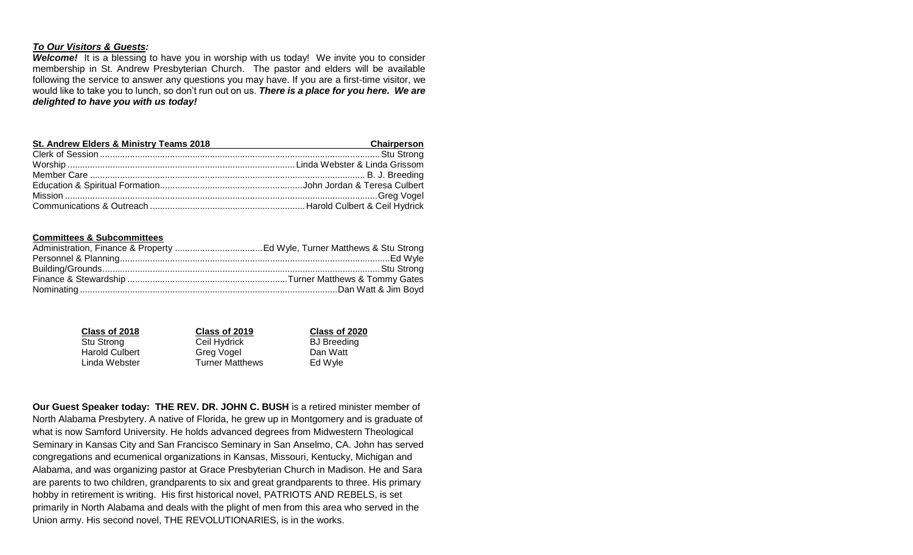***To Our Visitors & Guests:***

***Welcome!*** It is a blessing to have you in worship with us today! We invite you to consider membership in St. Andrew Presbyterian Church. The pastor and elders will be available following the service to answer any questions you may have. If you are a first-time visitor, we would like to take you to lunch, so don't run out on us. ***There is a place for you here. We are delighted to have you with us today!***

| St. Andrew Elders & Ministry Teams 2018 | Chairperson |
|---|---|
| Clerk of Session | Stu Strong |
| Worship | Linda Webster & Linda Grissom |
| Member Care | B. J. Breeding |
| Education & Spiritual Formation | John Jordan & Teresa Culbert |
| Mission | Greg Vogel |
| Communications & Outreach | Harold Culbert & Ceil Hydrick |

| Committees & Subcommittees | |
|---|---|
| Administration, Finance & Property | Ed Wyle, Turner Matthews & Stu Strong |
| Personnel & Planning | Ed Wyle |
| Building/Grounds | Stu Strong |
| Finance & Stewardship | Turner Matthews & Tommy Gates |
| Nominating | Dan Watt & Jim Boyd |

| Class of 2018 | Class of 2019 | Class of 2020 |
|---|---|---|
| Stu Strong | Ceil Hydrick | BJ Breeding |
| Harold Culbert | Greg Vogel | Dan Watt |
| Linda Webster | Turner Matthews | Ed Wyle |

**Our Guest Speaker today: THE REV. DR. JOHN C. BUSH** is a retired minister member of North Alabama Presbytery. A native of Florida, he grew up in Montgomery and is graduate of what is now Samford University. He holds advanced degrees from Midwestern Theological Seminary in Kansas City and San Francisco Seminary in San Anselmo, CA. John has served congregations and ecumenical organizations in Kansas, Missouri, Kentucky, Michigan and Alabama, and was organizing pastor at Grace Presbyterian Church in Madison. He and Sara are parents to two children, grandparents to six and great grandparents to three. His primary hobby in retirement is writing. His first historical novel, PATRIOTS AND REBELS, is set primarily in North Alabama and deals with the plight of men from this area who served in the Union army. His second novel, THE REVOLUTIONARIES, is in the works.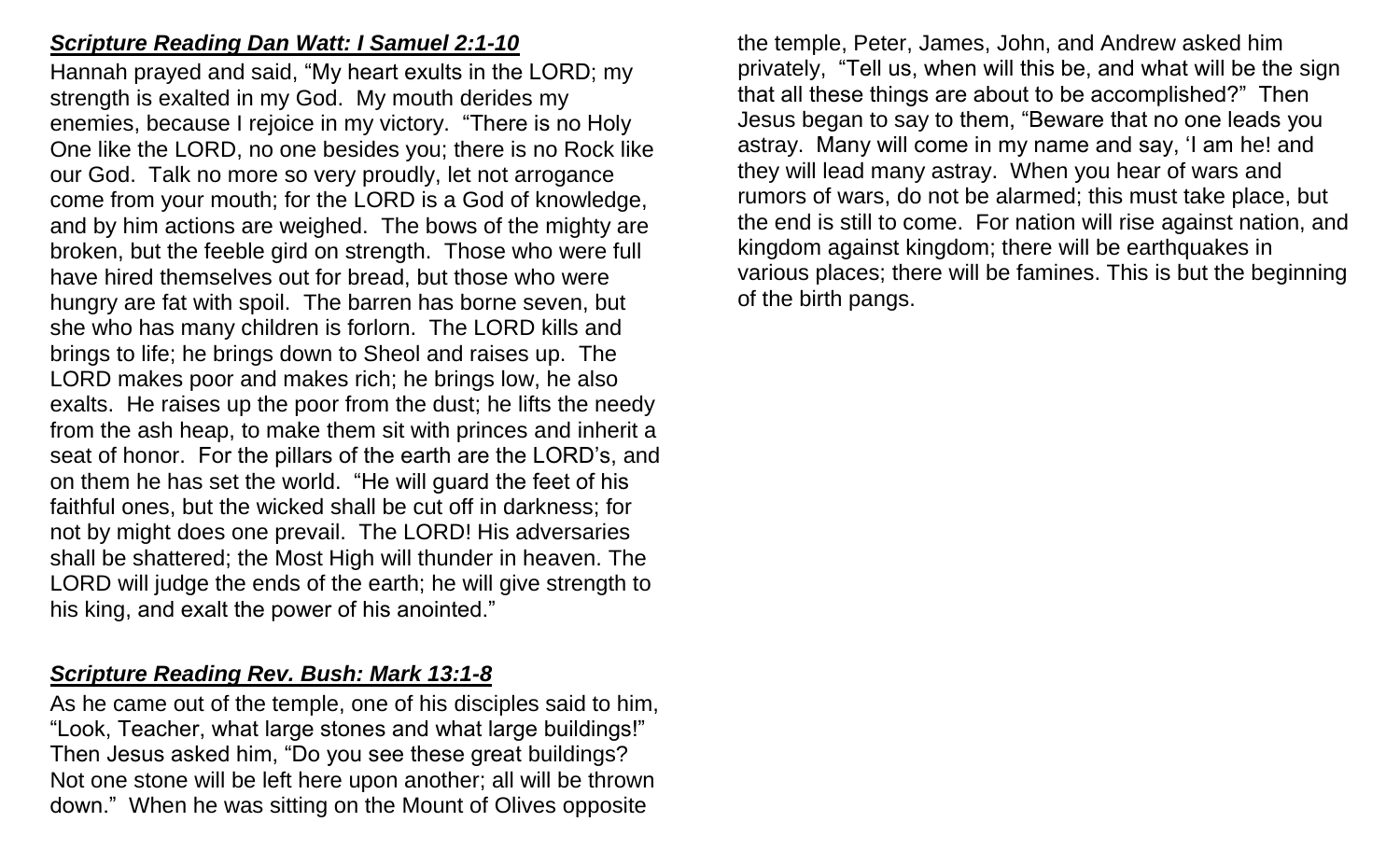***Scripture Reading Dan Watt: I Samuel 2:1-10***

Hannah prayed and said, “My heart exults in the LORD; my strength is exalted in my God. My mouth derides my enemies, because I rejoice in my victory. “There is no Holy One like the LORD, no one besides you; there is no Rock like our God. Talk no more so very proudly, let not arrogance come from your mouth; for the LORD is a God of knowledge, and by him actions are weighed. The bows of the mighty are broken, but the feeble gird on strength. Those who were full have hired themselves out for bread, but those who were hungry are fat with spoil. The barren has borne seven, but she who has many children is forlorn. The LORD kills and brings to life; he brings down to Sheol and raises up. The LORD makes poor and makes rich; he brings low, he also exalts. He raises up the poor from the dust; he lifts the needy from the ash heap, to make them sit with princes and inherit a seat of honor. For the pillars of the earth are the LORD’s, and on them he has set the world. “He will guard the feet of his faithful ones, but the wicked shall be cut off in darkness; for not by might does one prevail. The LORD! His adversaries shall be shattered; the Most High will thunder in heaven. The LORD will judge the ends of the earth; he will give strength to his king, and exalt the power of his anointed.”

***Scripture Reading Rev. Bush: Mark 13:1-8***

As he came out of the temple, one of his disciples said to him, “Look, Teacher, what large stones and what large buildings!” Then Jesus asked him, “Do you see these great buildings? Not one stone will be left here upon another; all will be thrown down.” When he was sitting on the Mount of Olives opposite the temple, Peter, James, John, and Andrew asked him privately, “Tell us, when will this be, and what will be the sign that all these things are about to be accomplished?” Then Jesus began to say to them, “Beware that no one leads you astray. Many will come in my name and say, ‘I am he! and they will lead many astray. When you hear of wars and rumors of wars, do not be alarmed; this must take place, but the end is still to come. For nation will rise against nation, and kingdom against kingdom; there will be earthquakes in various places; there will be famines. This is but the beginning of the birth pangs.